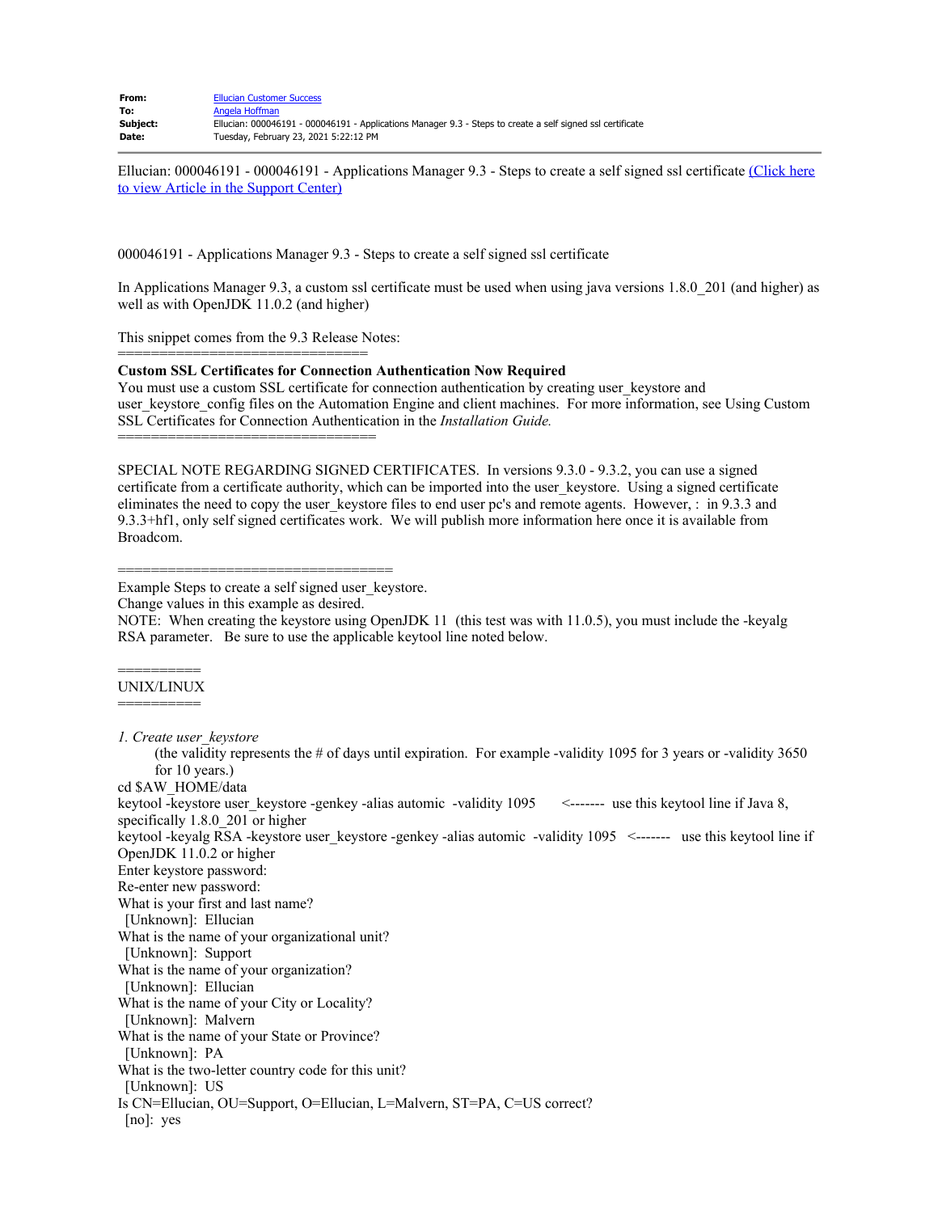| | |
|---|---|
| **From:** | Ellucian Customer Success |
| **To:** | Angela Hoffman |
| **Subject:** | Ellucian: 000046191 - 000046191 - Applications Manager 9.3 - Steps to create a self signed ssl certificate |
| **Date:** | Tuesday, February 23, 2021 5:22:12 PM |

Ellucian: 000046191 - 000046191 - Applications Manager 9.3 - Steps to create a self signed ssl certificate [(Click here to view Article in the Support Center)]

000046191 - Applications Manager 9.3 - Steps to create a self signed ssl certificate

In Applications Manager 9.3, a custom ssl certificate must be used when using java versions 1.8.0_201 (and higher) as well as with OpenJDK 11.0.2 (and higher)

This snippet comes from the 9.3 Release Notes:
===============================
**Custom SSL Certificates for Connection Authentication Now Required**
You must use a custom SSL certificate for connection authentication by creating user_keystore and user_keystore_config files on the Automation Engine and client machines. For more information, see Using Custom SSL Certificates for Connection Authentication in the *Installation Guide.*
================================

SPECIAL NOTE REGARDING SIGNED CERTIFICATES. In versions 9.3.0 - 9.3.2, you can use a signed certificate from a certificate authority, which can be imported into the user_keystore. Using a signed certificate eliminates the need to copy the user_keystore files to end user pc's and remote agents. However, : in 9.3.3 and 9.3.3+hf1, only self signed certificates work. We will publish more information here once it is available from Broadcom.

==================================
Example Steps to create a self signed user_keystore.
Change values in this example as desired.
NOTE: When creating the keystore using OpenJDK 11 (this test was with 11.0.5), you must include the -keyalg RSA parameter. Be sure to use the applicable keytool line noted below.

==========
UNIX/LINUX
==========

*1. Create user_keystore*

(the validity represents the # of days until expiration. For example -validity 1095 for 3 years or -validity 3650 for 10 years.)

cd $AW_HOME/data
keytool -keystore user_keystore -genkey -alias automic -validity 1095 <------- use this keytool line if Java 8, specifically 1.8.0_201 or higher
keytool -keyalg RSA -keystore user_keystore -genkey -alias automic -validity 1095 <------- use this keytool line if OpenJDK 11.0.2 or higher
Enter keystore password:
Re-enter new password:
What is your first and last name?
 [Unknown]: Ellucian
What is the name of your organizational unit?
 [Unknown]: Support
What is the name of your organization?
 [Unknown]: Ellucian
What is the name of your City or Locality?
 [Unknown]: Malvern
What is the name of your State or Province?
 [Unknown]: PA
What is the two-letter country code for this unit?
 [Unknown]: US
Is CN=Ellucian, OU=Support, O=Ellucian, L=Malvern, ST=PA, C=US correct?
 [no]: yes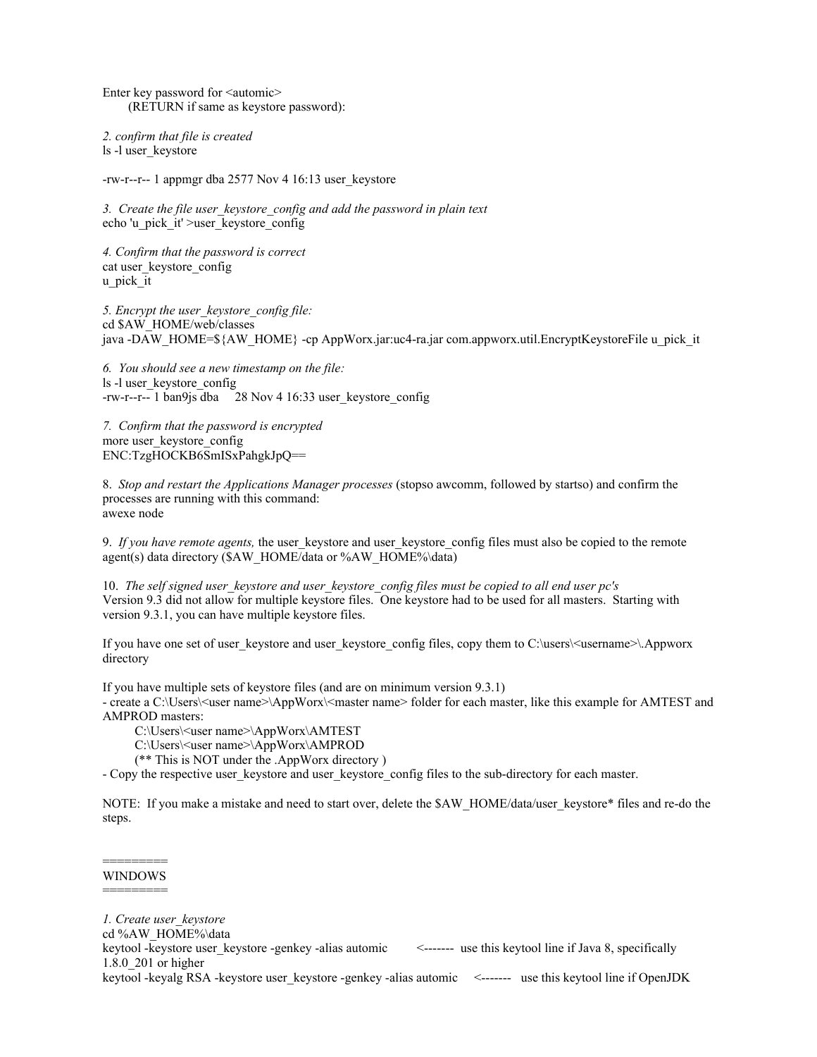Enter key password for <automic>
(RETURN if same as keystore password):

*2. confirm that file is created*
ls -l user_keystore

-rw-r--r-- 1 appmgr dba 2577 Nov 4 16:13 user_keystore

*3. Create the file user_keystore_config and add the password in plain text*
echo 'u_pick_it' >user_keystore_config

*4. Confirm that the password is correct*
cat user_keystore_config
u_pick_it

*5. Encrypt the user_keystore_config file:*
cd $AW_HOME/web/classes
java -DAW_HOME=${AW_HOME} -cp AppWorx.jar:uc4-ra.jar com.appworx.util.EncryptKeystoreFile u_pick_it

*6. You should see a new timestamp on the file:*
ls -l user_keystore_config
-rw-r--r-- 1 ban9js dba 28 Nov 4 16:33 user_keystore_config

*7. Confirm that the password is encrypted*
more user_keystore_config
ENC:TzgHOCKB6SmISxPahgkJpQ==

8. *Stop and restart the Applications Manager processes* (stopso awcomm, followed by startso) and confirm the processes are running with this command:
awexe node

9. *If you have remote agents,* the user_keystore and user_keystore_config files must also be copied to the remote agent(s) data directory ($AW_HOME/data or %AW_HOME%\data)

10. *The self signed user_keystore and user_keystore_config files must be copied to all end user pc's*
Version 9.3 did not allow for multiple keystore files. One keystore had to be used for all masters. Starting with version 9.3.1, you can have multiple keystore files.

If you have one set of user_keystore and user_keystore_config files, copy them to C:\users\<username>\.Appworx directory

If you have multiple sets of keystore files (and are on minimum version 9.3.1)
- create a C:\Users\<user name>\AppWorx\<master name> folder for each master, like this example for AMTEST and AMPROD masters:
  C:\Users\<user name>\AppWorx\AMTEST
  C:\Users\<user name>\AppWorx\AMPROD
  (** This is NOT under the .AppWorx directory )
- Copy the respective user_keystore and user_keystore_config files to the sub-directory for each master.

NOTE: If you make a mistake and need to start over, delete the $AW_HOME/data/user_keystore* files and re-do the steps.

========
WINDOWS
========

*1. Create user_keystore*
cd %AW_HOME%\data
keytool -keystore user_keystore -genkey -alias automic <------- use this keytool line if Java 8, specifically 1.8.0_201 or higher
keytool -keyalg RSA -keystore user_keystore -genkey -alias automic <------- use this keytool line if OpenJDK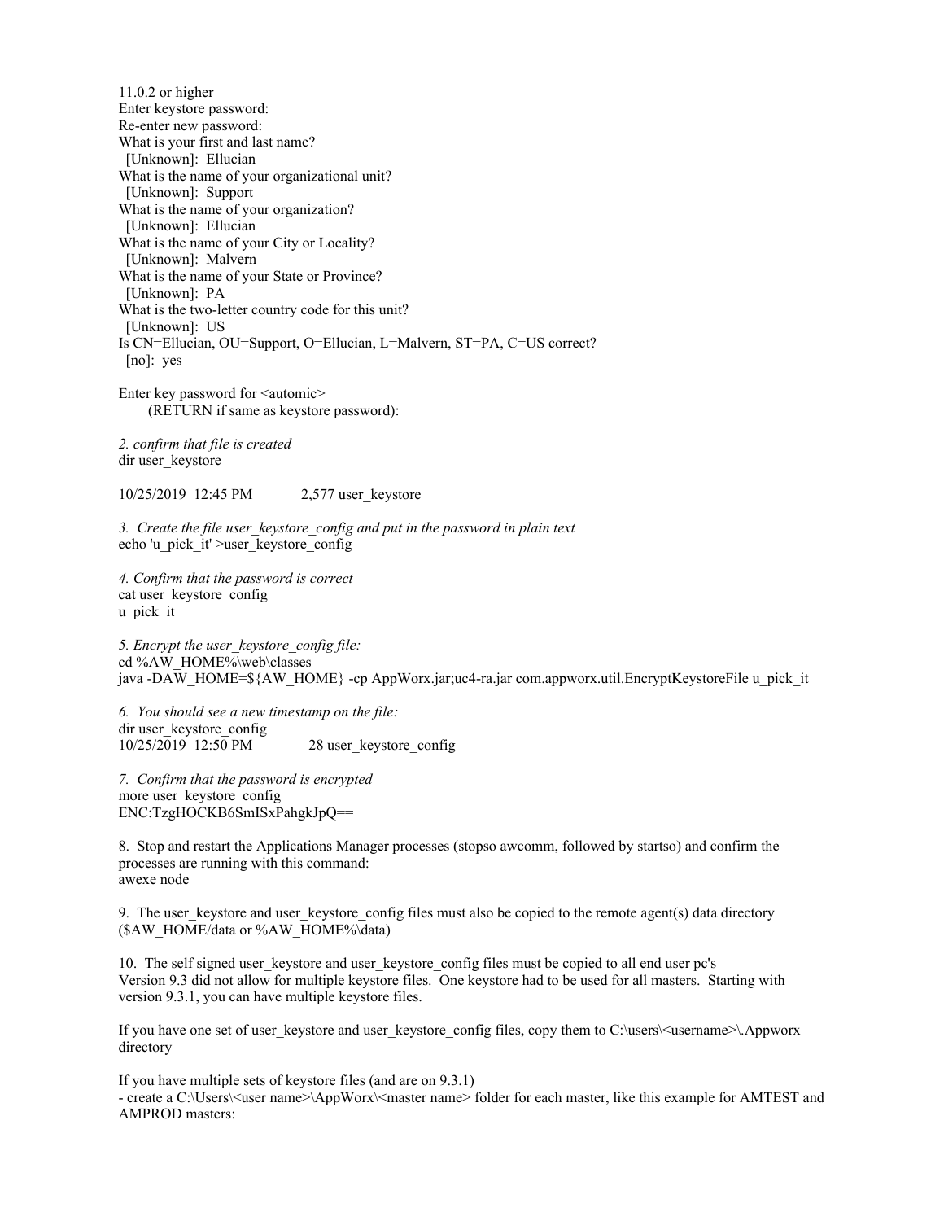11.0.2 or higher
Enter keystore password:
Re-enter new password:
What is your first and last name?
  [Unknown]:  Ellucian
What is the name of your organizational unit?
  [Unknown]:  Support
What is the name of your organization?
  [Unknown]:  Ellucian
What is the name of your City or Locality?
  [Unknown]:  Malvern
What is the name of your State or Province?
  [Unknown]:  PA
What is the two-letter country code for this unit?
  [Unknown]:  US
Is CN=Ellucian, OU=Support, O=Ellucian, L=Malvern, ST=PA, C=US correct?
  [no]:  yes

Enter key password for <automic>
      (RETURN if same as keystore password):

*2. confirm that file is created*
dir user_keystore

10/25/2019  12:45 PM            2,577 user_keystore

*3.  Create the file user_keystore_config and put in the password in plain text*
echo 'u_pick_it' >user_keystore_config

*4. Confirm that the password is correct*
cat user_keystore_config
u_pick_it

*5. Encrypt the user_keystore_config file:*
cd %AW_HOME%\web\classes
java -DAW_HOME=${AW_HOME} -cp AppWorx.jar;uc4-ra.jar com.appworx.util.EncryptKeystoreFile u_pick_it

*6.  You should see a new timestamp on the file:*
dir user_keystore_config
10/25/2019  12:50 PM             28 user_keystore_config

*7.  Confirm that the password is encrypted*
more user_keystore_config
ENC:TzgHOCKB6SmISxPahgkJpQ==

8.  Stop and restart the Applications Manager processes (stopso awcomm, followed by startso) and confirm the processes are running with this command:
awexe node

9.  The user_keystore and user_keystore_config files must also be copied to the remote agent(s) data directory ($AW_HOME/data or %AW_HOME%\data)

10.  The self signed user_keystore and user_keystore_config files must be copied to all end user pc's
Version 9.3 did not allow for multiple keystore files.  One keystore had to be used for all masters.  Starting with version 9.3.1, you can have multiple keystore files.

If you have one set of user_keystore and user_keystore_config files, copy them to C:\users\<username>\.Appworx directory

If you have multiple sets of keystore files (and are on 9.3.1)
- create a C:\Users\<user name>\AppWorx\<master name> folder for each master, like this example for AMTEST and AMPROD masters: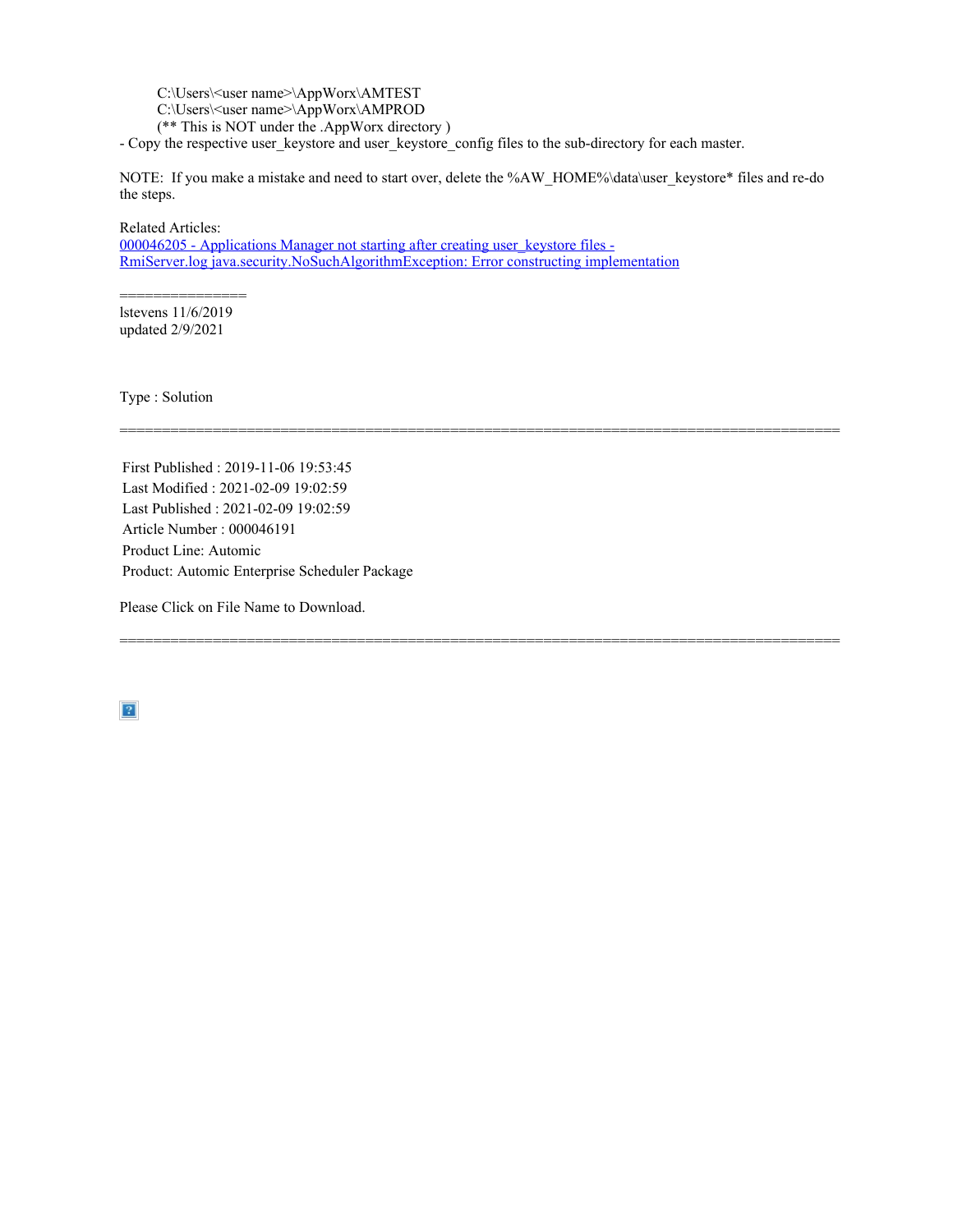C:\Users\<user name>\AppWorx\AMTEST
C:\Users\<user name>\AppWorx\AMPROD
(** This is NOT under the .AppWorx directory )

- Copy the respective user_keystore and user_keystore_config files to the sub-directory for each master.

NOTE:  If you make a mistake and need to start over, delete the %AW_HOME%\data\user_keystore* files and re-do the steps.

Related Articles:
[000046205 - Applications Manager not starting after creating user_keystore files - RmiServer.log java.security.NoSuchAlgorithmException: Error constructing implementation]()

===============
lstevens 11/6/2019
updated 2/9/2021

Type : Solution

==========================================================================================

First Published : 2019-11-06 19:53:45
Last Modified : 2021-02-09 19:02:59
Last Published : 2021-02-09 19:02:59
Article Number : 000046191
Product Line: Automic
Product: Automic Enterprise Scheduler Package

Please Click on File Name to Download.

==========================================================================================